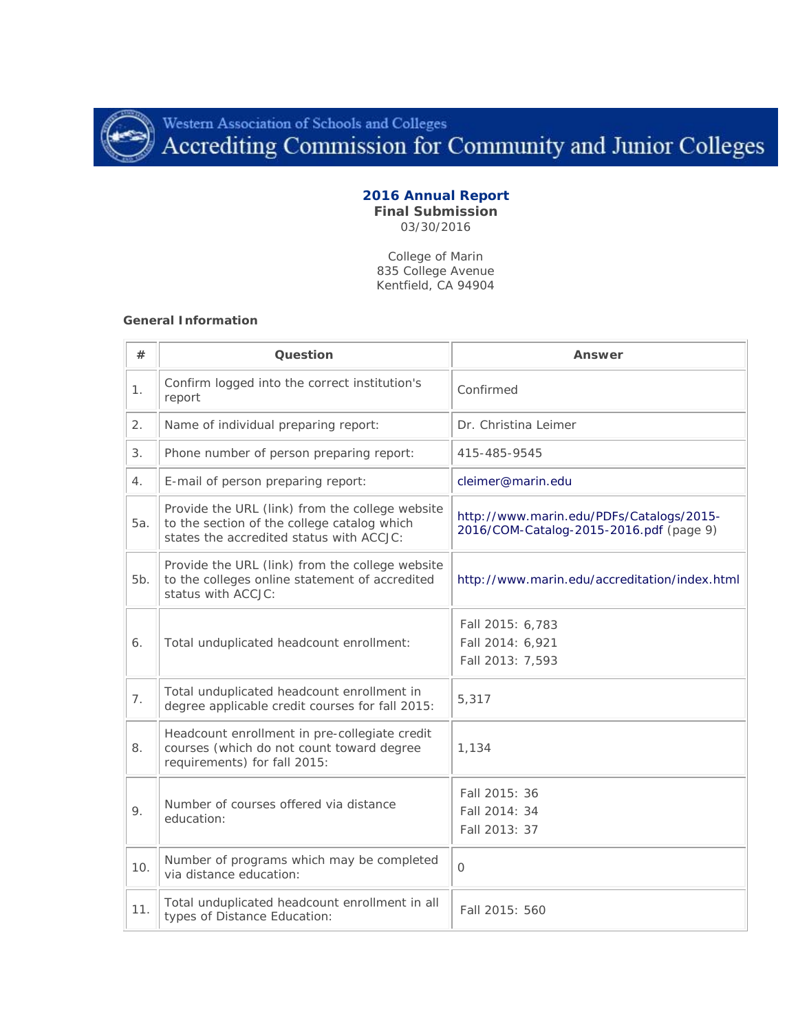Western Association of Schools and Colleges
# Accrediting Commission for Community and Junior Colleges

## 2016 Annual Report

**Final Submission**

03/30/2016

College of Marin
835 College Avenue
Kentfield, CA 94904

### General Information

| # | Question | Answer |
|---|---|---|
| 1. | Confirm logged into the correct institution's report | Confirmed |
| 2. | Name of individual preparing report: | Dr. Christina Leimer |
| 3. | Phone number of person preparing report: | 415-485-9545 |
| 4. | E-mail of person preparing report: | cleimer@marin.edu |
| 5a. | Provide the URL (link) from the college website to the section of the college catalog which states the accredited status with ACCJC: | http://www.marin.edu/PDFs/Catalogs/2015-2016/COM-Catalog-2015-2016.pdf (page 9) |
| 5b. | Provide the URL (link) from the college website to the colleges online statement of accredited status with ACCJC: | http://www.marin.edu/accreditation/index.html |
| 6. | Total unduplicated headcount enrollment: | Fall 2015: 6,783<br>Fall 2014: 6,921<br>Fall 2013: 7,593 |
| 7. | Total unduplicated headcount enrollment in degree applicable credit courses for fall 2015: | 5,317 |
| 8. | Headcount enrollment in pre-collegiate credit courses (which do not count toward degree requirements) for fall 2015: | 1,134 |
| 9. | Number of courses offered via distance education: | Fall 2015: 36<br>Fall 2014: 34<br>Fall 2013: 37 |
| 10. | Number of programs which may be completed via distance education: | 0 |
| 11. | Total unduplicated headcount enrollment in all types of Distance Education: | Fall 2015: 560 |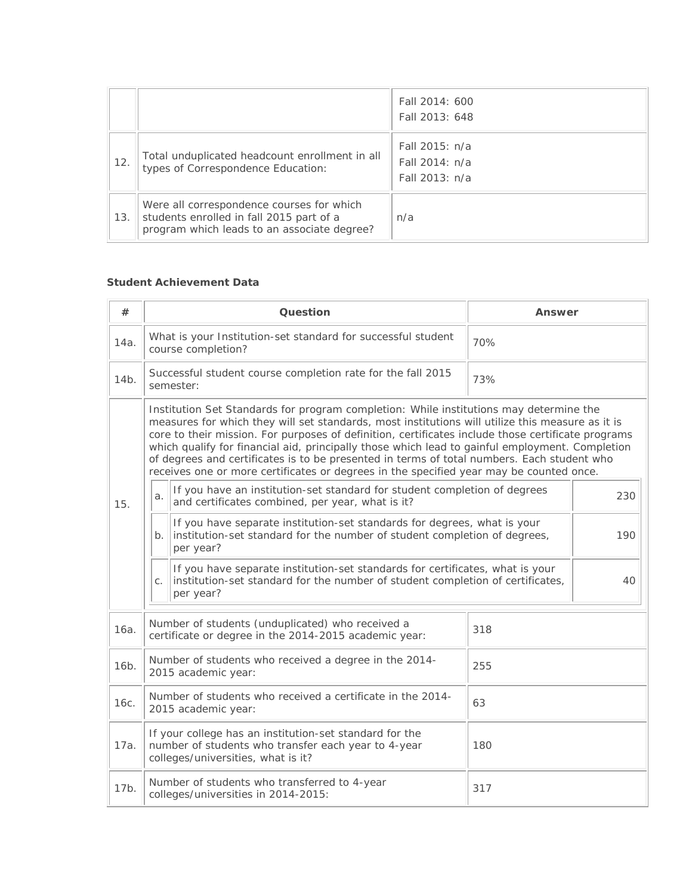| | | |
|---|---|---|
| | | Fall 2014: 600<br>Fall 2013: 648 |
| 12. | Total unduplicated headcount enrollment in all types of Correspondence Education: | Fall 2015: n/a<br>Fall 2014: n/a<br>Fall 2013: n/a |
| 13. | Were all correspondence courses for which students enrolled in fall 2015 part of a program which leads to an associate degree? | n/a |

**Student Achievement Data**

| # | Question | Answer |
|---|---|---|
| 14a. | What is your Institution-set standard for successful student course completion? | 70% |
| 14b. | Successful student course completion rate for the fall 2015 semester: | 73% |
| 15. | Institution Set Standards for program completion: While institutions may determine the measures for which they will set standards, most institutions will utilize this measure as it is core to their mission. For purposes of definition, certificates include those certificate programs which qualify for financial aid, principally those which lead to gainful employment. Completion of degrees and certificates is to be presented in terms of total numbers. Each student who receives one or more certificates or degrees in the specified year may be counted once. | |
| | a. If you have an institution-set standard for student completion of degrees and certificates combined, per year, what is it? | 230 |
| | b. If you have separate institution-set standards for degrees, what is your institution-set standard for the number of student completion of degrees, per year? | 190 |
| | c. If you have separate institution-set standards for certificates, what is your institution-set standard for the number of student completion of certificates, per year? | 40 |
| 16a. | Number of students (unduplicated) who received a certificate or degree in the 2014-2015 academic year: | 318 |
| 16b. | Number of students who received a degree in the 2014-2015 academic year: | 255 |
| 16c. | Number of students who received a certificate in the 2014-2015 academic year: | 63 |
| 17a. | If your college has an institution-set standard for the number of students who transfer each year to 4-year colleges/universities, what is it? | 180 |
| 17b. | Number of students who transferred to 4-year colleges/universities in 2014-2015: | 317 |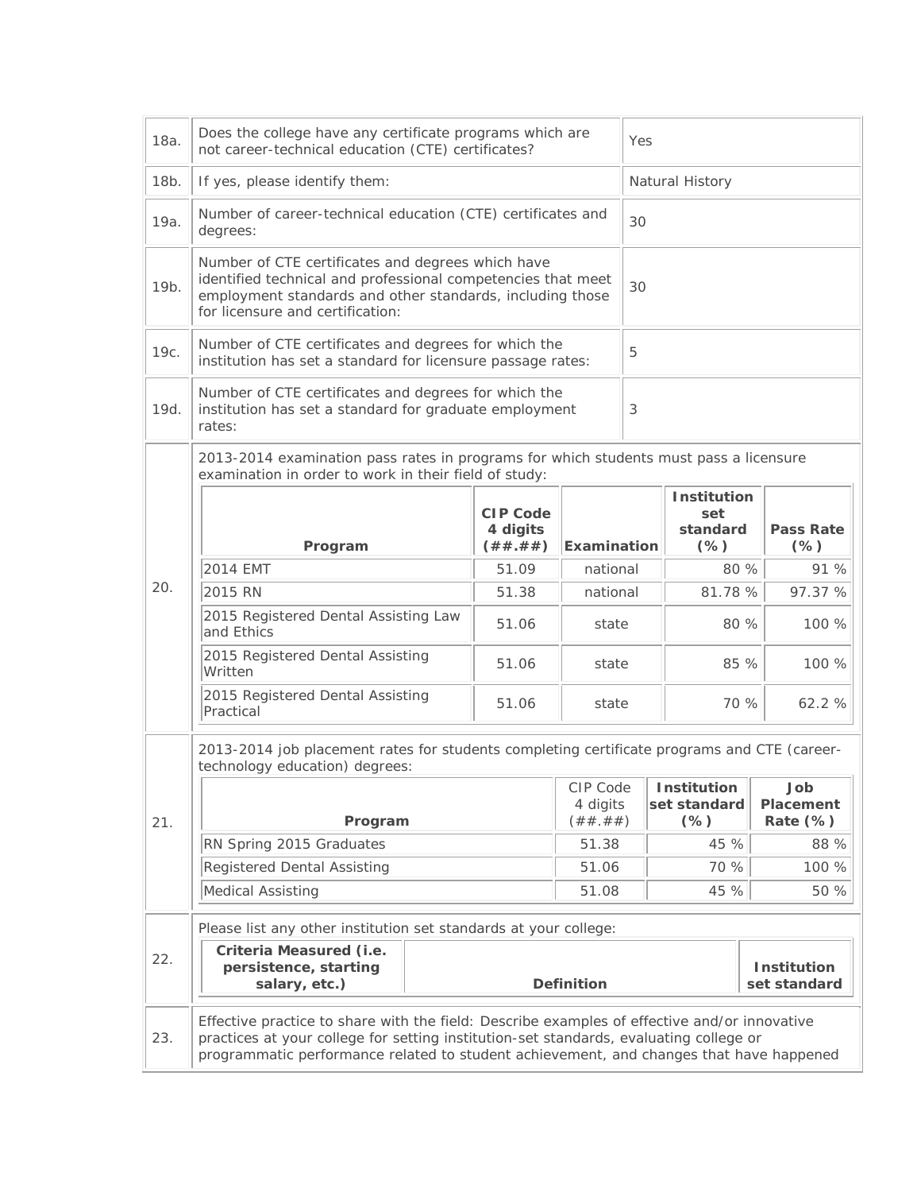| | | |
|---|---|---|
| 18a. | Does the college have any certificate programs which are not career-technical education (CTE) certificates? | Yes |
| 18b. | If yes, please identify them: | Natural History |
| 19a. | Number of career-technical education (CTE) certificates and degrees: | 30 |
| 19b. | Number of CTE certificates and degrees which have identified technical and professional competencies that meet employment standards and other standards, including those for licensure and certification: | 30 |
| 19c. | Number of CTE certificates and degrees for which the institution has set a standard for licensure passage rates: | 5 |
| 19d. | Number of CTE certificates and degrees for which the institution has set a standard for graduate employment rates: | 3 |

**20.** 2013-2014 examination pass rates in programs for which students must pass a licensure examination in order to work in their field of study:

| Program | CIP Code 4 digits (##.##) | Examination | Institution set standard (%) | Pass Rate (%) |
|---|---|---|---|---|
| 2014 EMT | 51.09 | national | 80 % | 91 % |
| 2015 RN | 51.38 | national | 81.78 % | 97.37 % |
| 2015 Registered Dental Assisting Law and Ethics | 51.06 | state | 80 % | 100 % |
| 2015 Registered Dental Assisting Written | 51.06 | state | 85 % | 100 % |
| 2015 Registered Dental Assisting Practical | 51.06 | state | 70 % | 62.2 % |

**21.** 2013-2014 job placement rates for students completing certificate programs and CTE (career-technology education) degrees:

| Program | CIP Code 4 digits (##.##) | Institution set standard (%) | Job Placement Rate (%) |
|---|---|---|---|
| RN Spring 2015 Graduates | 51.38 | 45 % | 88 % |
| Registered Dental Assisting | 51.06 | 70 % | 100 % |
| Medical Assisting | 51.08 | 45 % | 50 % |

**22.** Please list any other institution set standards at your college:

| Criteria Measured (i.e. persistence, starting salary, etc.) | Definition | Institution set standard |
|---|---|---|

**23.** Effective practice to share with the field: Describe examples of effective and/or innovative practices at your college for setting institution-set standards, evaluating college or programmatic performance related to student achievement, and changes that have happened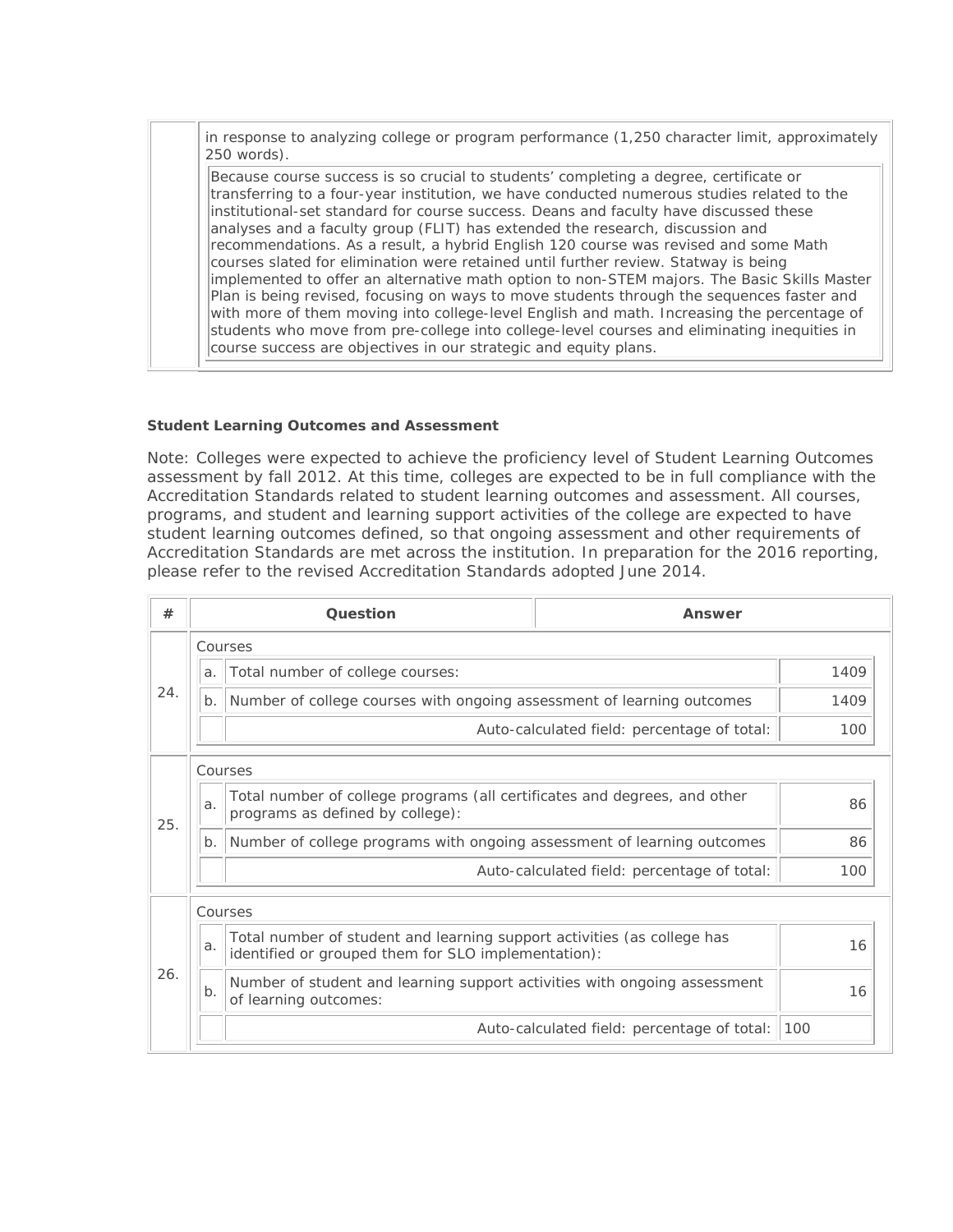| | |
|---|---|
| | in response to analyzing college or program performance (1,250 character limit, approximately 250 words). |
| | Because course success is so crucial to students' completing a degree, certificate or transferring to a four-year institution, we have conducted numerous studies related to the institutional-set standard for course success. Deans and faculty have discussed these analyses and a faculty group (FLIT) has extended the research, discussion and recommendations. As a result, a hybrid English 120 course was revised and some Math courses slated for elimination were retained until further review. Statway is being implemented to offer an alternative math option to non-STEM majors. The Basic Skills Master Plan is being revised, focusing on ways to move students through the sequences faster and with more of them moving into college-level English and math. Increasing the percentage of students who move from pre-college into college-level courses and eliminating inequities in course success are objectives in our strategic and equity plans. |

**Student Learning Outcomes and Assessment**

Note: Colleges were expected to achieve the proficiency level of Student Learning Outcomes assessment by fall 2012. At this time, colleges are expected to be in full compliance with the Accreditation Standards related to student learning outcomes and assessment. All courses, programs, and student and learning support activities of the college are expected to have student learning outcomes defined, so that ongoing assessment and other requirements of Accreditation Standards are met across the institution. In preparation for the 2016 reporting, please refer to the revised Accreditation Standards adopted June 2014.

| # | | Question | Answer |
|---|---|---|---|
| 24. | | Courses | |
| | a. | Total number of college courses: | 1409 |
| | b. | Number of college courses with ongoing assessment of learning outcomes | 1409 |
| | | Auto-calculated field: percentage of total: | 100 |
| 25. | | Courses | |
| | a. | Total number of college programs (all certificates and degrees, and other programs as defined by college): | 86 |
| | b. | Number of college programs with ongoing assessment of learning outcomes | 86 |
| | | Auto-calculated field: percentage of total: | 100 |
| 26. | | Courses | |
| | a. | Total number of student and learning support activities (as college has identified or grouped them for SLO implementation): | 16 |
| | b. | Number of student and learning support activities with ongoing assessment of learning outcomes: | 16 |
| | | Auto-calculated field: percentage of total: | 100 |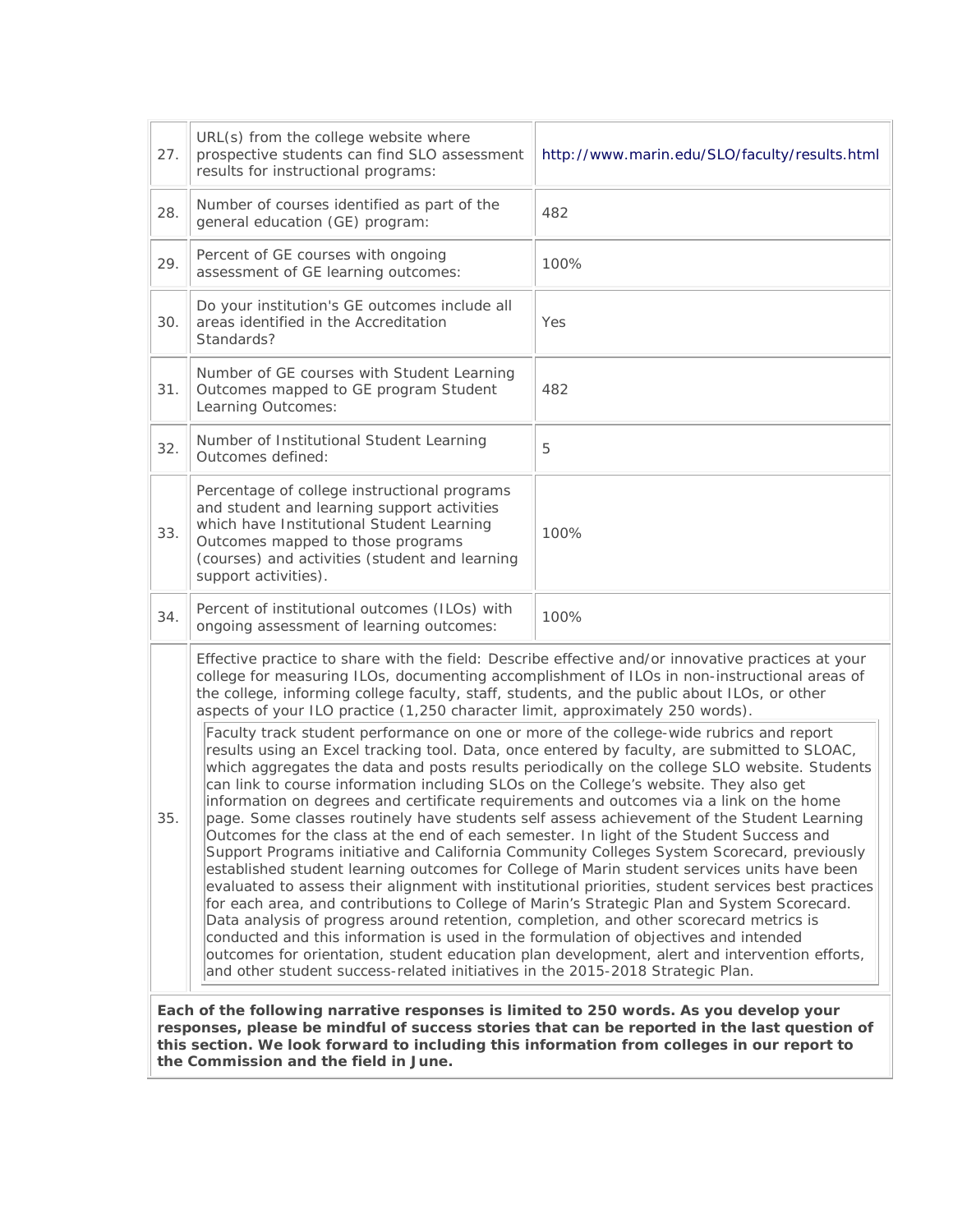| | | |
|---|---|---|
| 27. | URL(s) from the college website where prospective students can find SLO assessment results for instructional programs: | http://www.marin.edu/SLO/faculty/results.html |
| 28. | Number of courses identified as part of the general education (GE) program: | 482 |
| 29. | Percent of GE courses with ongoing assessment of GE learning outcomes: | 100% |
| 30. | Do your institution's GE outcomes include all areas identified in the Accreditation Standards? | Yes |
| 31. | Number of GE courses with Student Learning Outcomes mapped to GE program Student Learning Outcomes: | 482 |
| 32. | Number of Institutional Student Learning Outcomes defined: | 5 |
| 33. | Percentage of college instructional programs and student and learning support activities which have Institutional Student Learning Outcomes mapped to those programs (courses) and activities (student and learning support activities). | 100% |
| 34. | Percent of institutional outcomes (ILOs) with ongoing assessment of learning outcomes: | 100% |

35. Effective practice to share with the field: Describe effective and/or innovative practices at your college for measuring ILOs, documenting accomplishment of ILOs in non-instructional areas of the college, informing college faculty, staff, students, and the public about ILOs, or other aspects of your ILO practice (1,250 character limit, approximately 250 words).

Faculty track student performance on one or more of the college-wide rubrics and report results using an Excel tracking tool. Data, once entered by faculty, are submitted to SLOAC, which aggregates the data and posts results periodically on the college SLO website. Students can link to course information including SLOs on the College's website. They also get information on degrees and certificate requirements and outcomes via a link on the home page. Some classes routinely have students self assess achievement of the Student Learning Outcomes for the class at the end of each semester. In light of the Student Success and Support Programs initiative and California Community Colleges System Scorecard, previously established student learning outcomes for College of Marin student services units have been evaluated to assess their alignment with institutional priorities, student services best practices for each area, and contributions to College of Marin's Strategic Plan and System Scorecard. Data analysis of progress around retention, completion, and other scorecard metrics is conducted and this information is used in the formulation of objectives and intended outcomes for orientation, student education plan development, alert and intervention efforts, and other student success-related initiatives in the 2015-2018 Strategic Plan.

**Each of the following narrative responses is limited to 250 words. As you develop your responses, please be mindful of success stories that can be reported in the last question of this section. We look forward to including this information from colleges in our report to the Commission and the field in June.**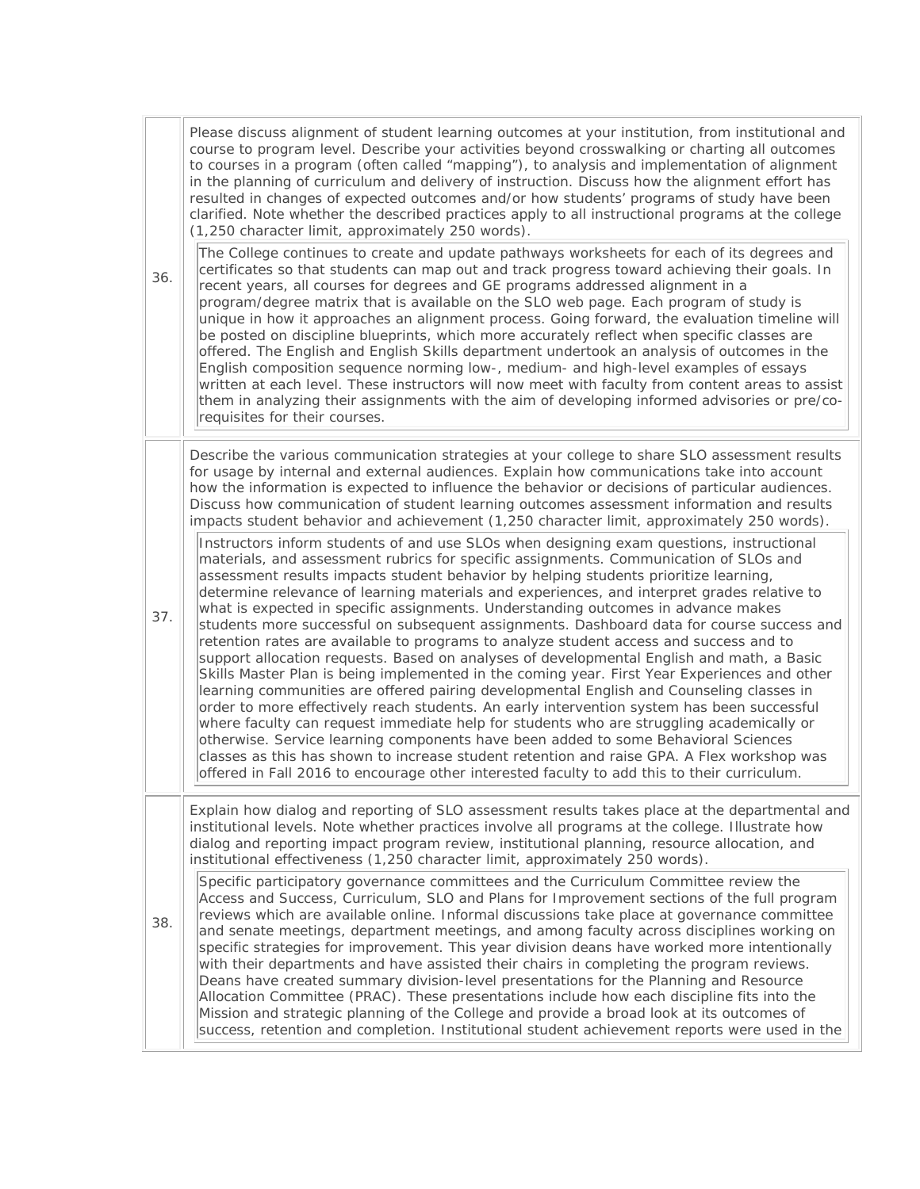| | |
|---|---|
| 36. | Please discuss alignment of student learning outcomes at your institution, from institutional and course to program level. Describe your activities beyond crosswalking or charting all outcomes to courses in a program (often called "mapping"), to analysis and implementation of alignment in the planning of curriculum and delivery of instruction. Discuss how the alignment effort has resulted in changes of expected outcomes and/or how students' programs of study have been clarified. Note whether the described practices apply to all instructional programs at the college (1,250 character limit, approximately 250 words).<br><br>The College continues to create and update pathways worksheets for each of its degrees and certificates so that students can map out and track progress toward achieving their goals. In recent years, all courses for degrees and GE programs addressed alignment in a program/degree matrix that is available on the SLO web page. Each program of study is unique in how it approaches an alignment process. Going forward, the evaluation timeline will be posted on discipline blueprints, which more accurately reflect when specific classes are offered. The English and English Skills department undertook an analysis of outcomes in the English composition sequence norming low-, medium- and high-level examples of essays written at each level. These instructors will now meet with faculty from content areas to assist them in analyzing their assignments with the aim of developing informed advisories or pre/co-requisites for their courses. |
| 37. | Describe the various communication strategies at your college to share SLO assessment results for usage by internal and external audiences. Explain how communications take into account how the information is expected to influence the behavior or decisions of particular audiences. Discuss how communication of student learning outcomes assessment information and results impacts student behavior and achievement (1,250 character limit, approximately 250 words).<br><br>Instructors inform students of and use SLOs when designing exam questions, instructional materials, and assessment rubrics for specific assignments. Communication of SLOs and assessment results impacts student behavior by helping students prioritize learning, determine relevance of learning materials and experiences, and interpret grades relative to what is expected in specific assignments. Understanding outcomes in advance makes students more successful on subsequent assignments. Dashboard data for course success and retention rates are available to programs to analyze student access and success and to support allocation requests. Based on analyses of developmental English and math, a Basic Skills Master Plan is being implemented in the coming year. First Year Experiences and other learning communities are offered pairing developmental English and Counseling classes in order to more effectively reach students. An early intervention system has been successful where faculty can request immediate help for students who are struggling academically or otherwise. Service learning components have been added to some Behavioral Sciences classes as this has shown to increase student retention and raise GPA. A Flex workshop was offered in Fall 2016 to encourage other interested faculty to add this to their curriculum. |
| 38. | Explain how dialog and reporting of SLO assessment results takes place at the departmental and institutional levels. Note whether practices involve all programs at the college. Illustrate how dialog and reporting impact program review, institutional planning, resource allocation, and institutional effectiveness (1,250 character limit, approximately 250 words).<br><br>Specific participatory governance committees and the Curriculum Committee review the Access and Success, Curriculum, SLO and Plans for Improvement sections of the full program reviews which are available online. Informal discussions take place at governance committee and senate meetings, department meetings, and among faculty across disciplines working on specific strategies for improvement. This year division deans have worked more intentionally with their departments and have assisted their chairs in completing the program reviews. Deans have created summary division-level presentations for the Planning and Resource Allocation Committee (PRAC). These presentations include how each discipline fits into the Mission and strategic planning of the College and provide a broad look at its outcomes of success, retention and completion. Institutional student achievement reports were used in the |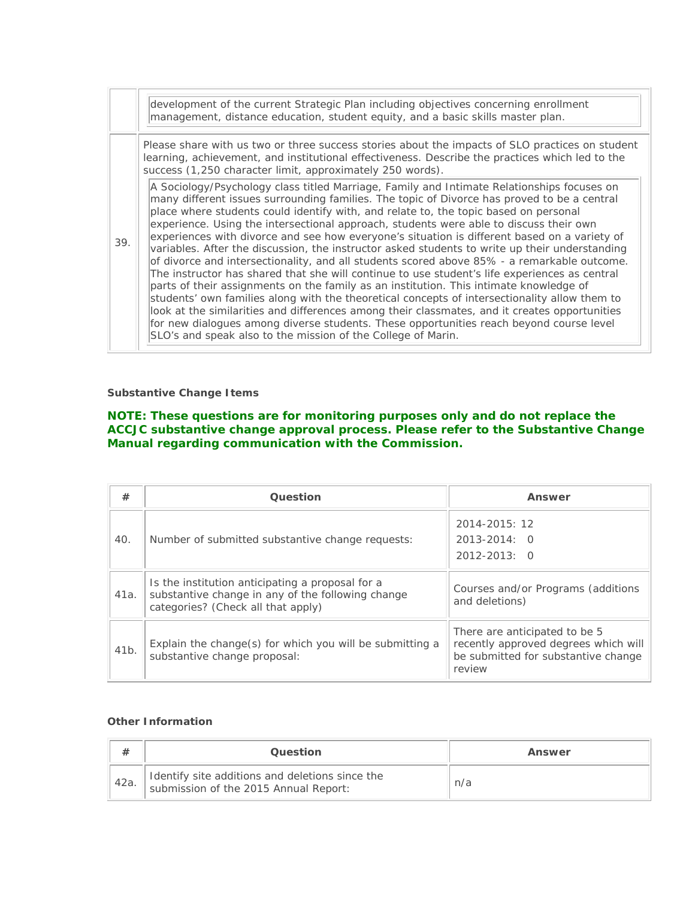| # | Question |
|---|---|
| | development of the current Strategic Plan including objectives concerning enrollment management, distance education, student equity, and a basic skills master plan. |
| 39. | Please share with us two or three success stories about the impacts of SLO practices on student learning, achievement, and institutional effectiveness. Describe the practices which led to the success (1,250 character limit, approximately 250 words).<br><br>A Sociology/Psychology class titled Marriage, Family and Intimate Relationships focuses on many different issues surrounding families. The topic of Divorce has proved to be a central place where students could identify with, and relate to, the topic based on personal experience. Using the intersectional approach, students were able to discuss their own experiences with divorce and see how everyone's situation is different based on a variety of variables. After the discussion, the instructor asked students to write up their understanding of divorce and intersectionality, and all students scored above 85% - a remarkable outcome. The instructor has shared that she will continue to use student's life experiences as central parts of their assignments on the family as an institution. This intimate knowledge of students' own families along with the theoretical concepts of intersectionality allow them to look at the similarities and differences among their classmates, and it creates opportunities for new dialogues among diverse students. These opportunities reach beyond course level SLO's and speak also to the mission of the College of Marin. |

**Substantive Change Items**

**NOTE: These questions are for monitoring purposes only and do not replace the ACCJC substantive change approval process. Please refer to the Substantive Change Manual regarding communication with the Commission.**

| # | Question | Answer |
|---|---|---|
| 40. | Number of submitted substantive change requests: | 2014-2015: 12<br>2013-2014: 0<br>2012-2013: 0 |
| 41a. | Is the institution anticipating a proposal for a substantive change in any of the following change categories? (Check all that apply) | Courses and/or Programs (additions and deletions) |
| 41b. | Explain the change(s) for which you will be submitting a substantive change proposal: | There are anticipated to be 5 recently approved degrees which will be submitted for substantive change review |

**Other Information**

| # | Question | Answer |
|---|---|---|
| 42a. | Identify site additions and deletions since the submission of the 2015 Annual Report: | n/a |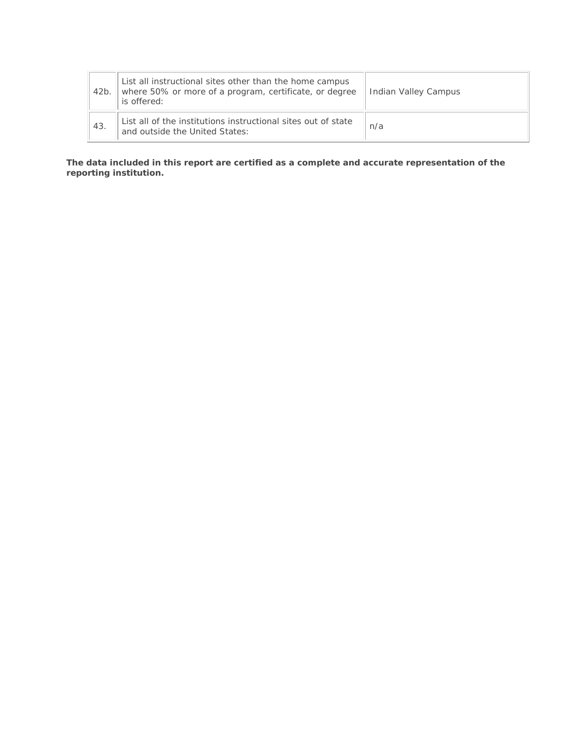| | | |
|---|---|---|
| 42b. | List all instructional sites other than the home campus where 50% or more of a program, certificate, or degree is offered: | Indian Valley Campus |
| 43. | List all of the institutions instructional sites out of state and outside the United States: | n/a |

**The data included in this report are certified as a complete and accurate representation of the reporting institution.**